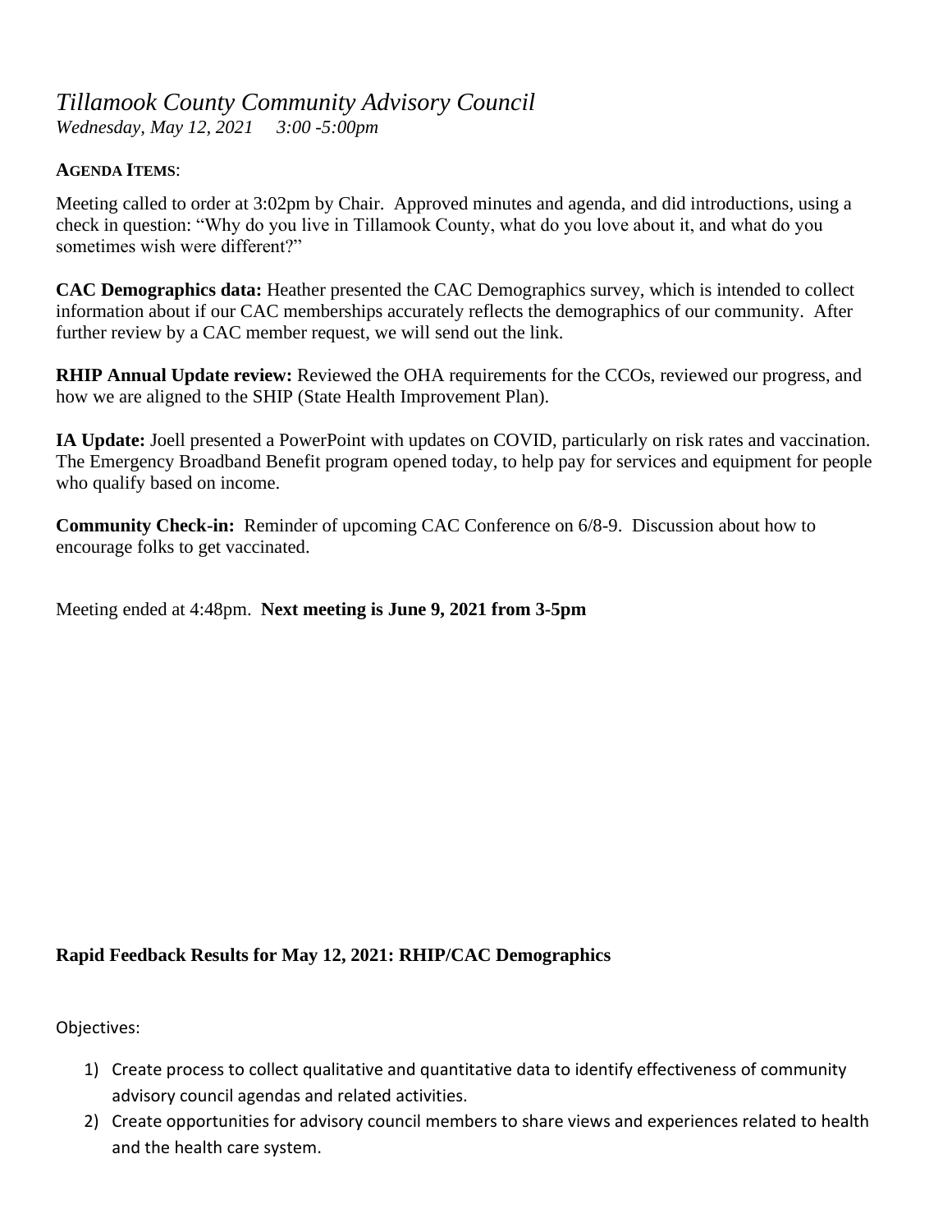# *Tillamook County Community Advisory Council*

*Wednesday, May 12, 2021   3:00 -5:00pm*

**AGENDA ITEMS**:

Meeting called to order at 3:02pm by Chair. Approved minutes and agenda, and did introductions, using a check in question: "Why do you live in Tillamook County, what do you love about it, and what do you sometimes wish were different?"

**CAC Demographics data:** Heather presented the CAC Demographics survey, which is intended to collect information about if our CAC memberships accurately reflects the demographics of our community. After further review by a CAC member request, we will send out the link.

**RHIP Annual Update review:** Reviewed the OHA requirements for the CCOs, reviewed our progress, and how we are aligned to the SHIP (State Health Improvement Plan).

**IA Update:** Joell presented a PowerPoint with updates on COVID, particularly on risk rates and vaccination. The Emergency Broadband Benefit program opened today, to help pay for services and equipment for people who qualify based on income.

**Community Check-in:** Reminder of upcoming CAC Conference on 6/8-9. Discussion about how to encourage folks to get vaccinated.

Meeting ended at 4:48pm. **Next meeting is June 9, 2021 from 3-5pm**

**Rapid Feedback Results for May 12, 2021: RHIP/CAC Demographics**

Objectives:

1) Create process to collect qualitative and quantitative data to identify effectiveness of community advisory council agendas and related activities.
2) Create opportunities for advisory council members to share views and experiences related to health and the health care system.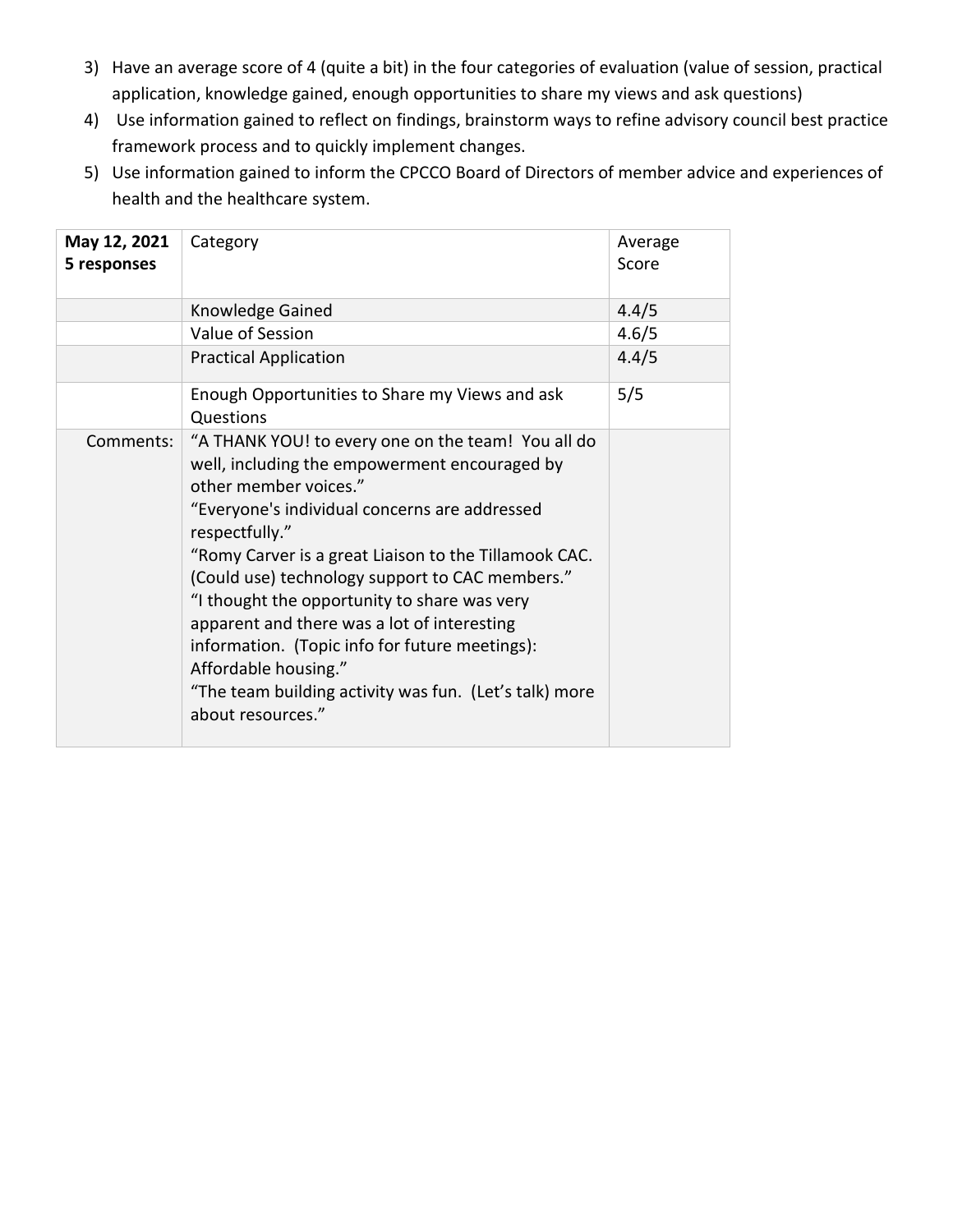3) Have an average score of 4 (quite a bit) in the four categories of evaluation (value of session, practical application, knowledge gained, enough opportunities to share my views and ask questions)
4) Use information gained to reflect on findings, brainstorm ways to refine advisory council best practice framework process and to quickly implement changes.
5) Use information gained to inform the CPCCO Board of Directors of member advice and experiences of health and the healthcare system.

| **May 12, 2021 5 responses** | Category | Average Score |
|---|---|---|
| | Knowledge Gained | 4.4/5 |
| | Value of Session | 4.6/5 |
| | Practical Application | 4.4/5 |
| | Enough Opportunities to Share my Views and ask Questions | 5/5 |
| Comments: | "A THANK YOU! to every one on the team! You all do well, including the empowerment encouraged by other member voices." "Everyone's individual concerns are addressed respectfully." "Romy Carver is a great Liaison to the Tillamook CAC. (Could use) technology support to CAC members." "I thought the opportunity to share was very apparent and there was a lot of interesting information. (Topic info for future meetings): Affordable housing." "The team building activity was fun. (Let's talk) more about resources." | |